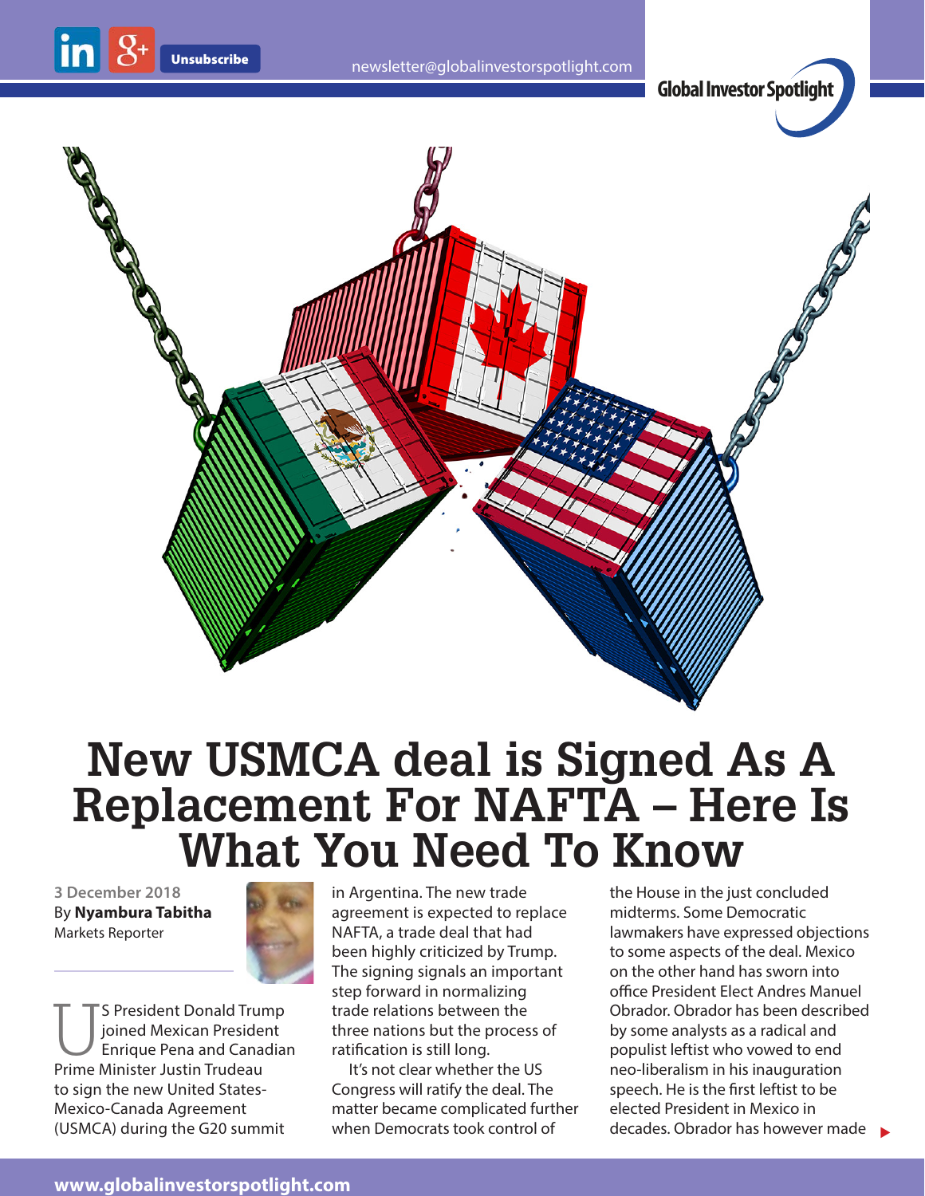Global Investor Spotlight

# New USMCA deal is Signed As A Replacement For NAFTA – Here Is What You Need To Know

3 December 2018
By **Nyambura Tabitha**
Markets Reporter

US President Donald Trump joined Mexican President Enrique Pena and Canadian Prime Minister Justin Trudeau to sign the new United States-Mexico-Canada Agreement (USMCA) during the G20 summit in Argentina. The new trade agreement is expected to replace NAFTA, a trade deal that had been highly criticized by Trump. The signing signals an important step forward in normalizing trade relations between the three nations but the process of ratification is still long.

It's not clear whether the US Congress will ratify the deal. The matter became complicated further when Democrats took control of the House in the just concluded midterms. Some Democratic lawmakers have expressed objections to some aspects of the deal. Mexico on the other hand has sworn into office President Elect Andres Manuel Obrador. Obrador has been described by some analysts as a radical and populist leftist who vowed to end neo-liberalism in his inauguration speech. He is the first leftist to be elected President in Mexico in decades. Obrador has however made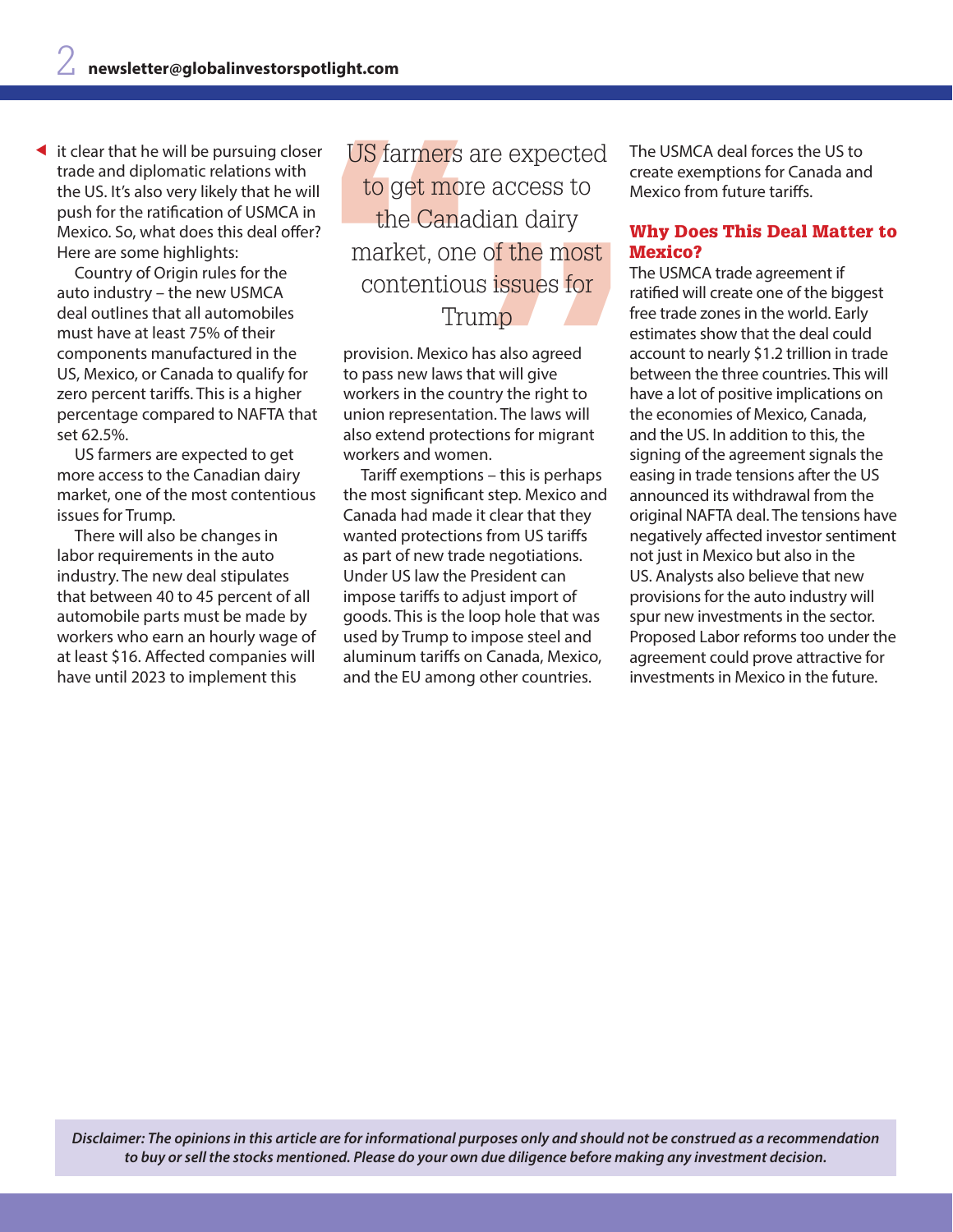it clear that he will be pursuing closer trade and diplomatic relations with the US. It's also very likely that he will push for the ratification of USMCA in Mexico. So, what does this deal offer? Here are some highlights:

Country of Origin rules for the auto industry – the new USMCA deal outlines that all automobiles must have at least 75% of their components manufactured in the US, Mexico, or Canada to qualify for zero percent tariffs. This is a higher percentage compared to NAFTA that set 62.5%.

US farmers are expected to get more access to the Canadian dairy market, one of the most contentious issues for Trump.

There will also be changes in labor requirements in the auto industry. The new deal stipulates that between 40 to 45 percent of all automobile parts must be made by workers who earn an hourly wage of at least $16. Affected companies will have until 2023 to implement this provision. Mexico has also agreed to pass new laws that will give workers in the country the right to union representation. The laws will also extend protections for migrant workers and women.

> US farmers are expected to get more access to the Canadian dairy market, one of the most contentious issues for Trump

Tariff exemptions – this is perhaps the most significant step. Mexico and Canada had made it clear that they wanted protections from US tariffs as part of new trade negotiations. Under US law the President can impose tariffs to adjust import of goods. This is the loop hole that was used by Trump to impose steel and aluminum tariffs on Canada, Mexico, and the EU among other countries. The USMCA deal forces the US to create exemptions for Canada and Mexico from future tariffs.

## Why Does This Deal Matter to Mexico?

The USMCA trade agreement if ratified will create one of the biggest free trade zones in the world. Early estimates show that the deal could account to nearly $1.2 trillion in trade between the three countries. This will have a lot of positive implications on the economies of Mexico, Canada, and the US. In addition to this, the signing of the agreement signals the easing in trade tensions after the US announced its withdrawal from the original NAFTA deal. The tensions have negatively affected investor sentiment not just in Mexico but also in the US. Analysts also believe that new provisions for the auto industry will spur new investments in the sector. Proposed Labor reforms too under the agreement could prove attractive for investments in Mexico in the future.

*Disclaimer: The opinions in this article are for informational purposes only and should not be construed as a recommendation to buy or sell the stocks mentioned. Please do your own due diligence before making any investment decision.*